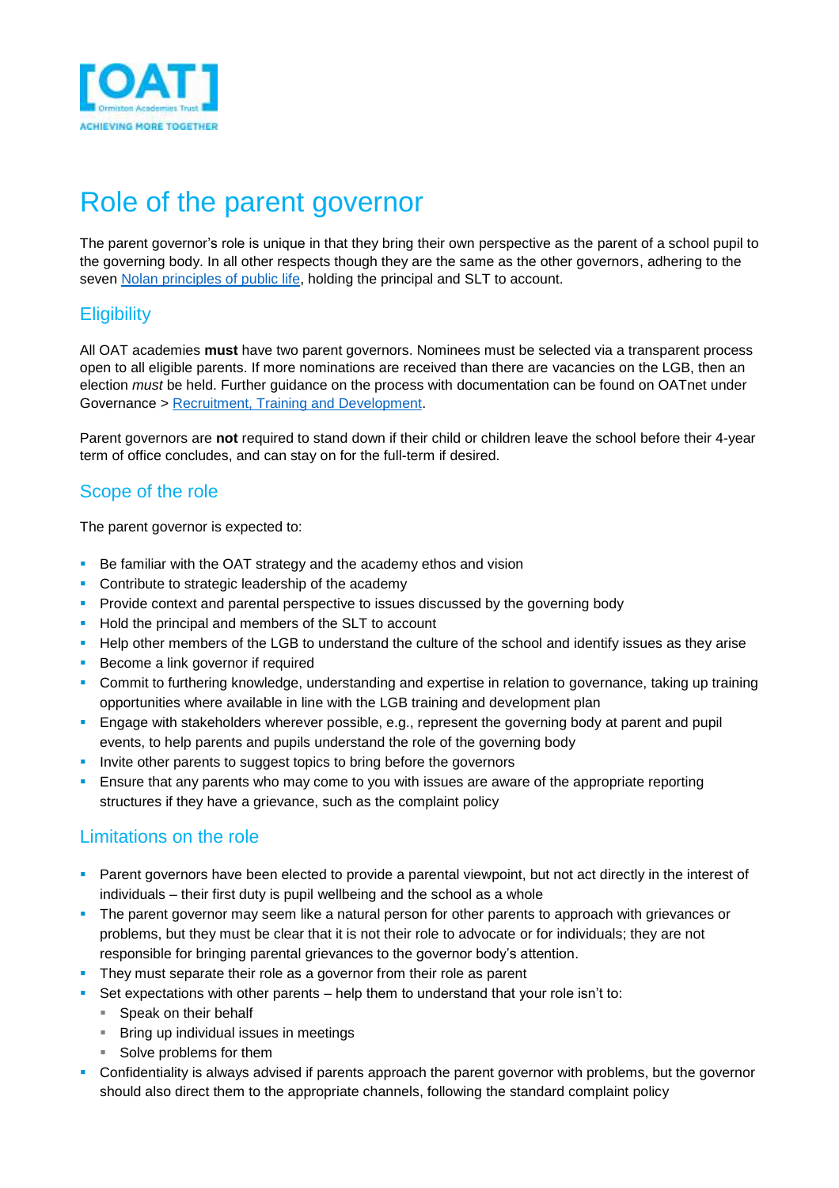# Role of the parent governor

The parent governor's role is unique in that they bring their own perspective as the parent of a school pupil to the governing body. In all other respects though they are the same as the other governors, adhering to the seven [Nolan principles of public life](), holding the principal and SLT to account.

## Eligibility

All OAT academies **must** have two parent governors. Nominees must be selected via a transparent process open to all eligible parents. If more nominations are received than there are vacancies on the LGB, then an election *must* be held. Further guidance on the process with documentation can be found on OATnet under Governance > [Recruitment, Training and Development]().

Parent governors are **not** required to stand down if their child or children leave the school before their 4-year term of office concludes, and can stay on for the full-term if desired.

## Scope of the role

The parent governor is expected to:

- Be familiar with the OAT strategy and the academy ethos and vision
- Contribute to strategic leadership of the academy
- Provide context and parental perspective to issues discussed by the governing body
- Hold the principal and members of the SLT to account
- Help other members of the LGB to understand the culture of the school and identify issues as they arise
- Become a link governor if required
- Commit to furthering knowledge, understanding and expertise in relation to governance, taking up training opportunities where available in line with the LGB training and development plan
- Engage with stakeholders wherever possible, e.g., represent the governing body at parent and pupil events, to help parents and pupils understand the role of the governing body
- Invite other parents to suggest topics to bring before the governors
- Ensure that any parents who may come to you with issues are aware of the appropriate reporting structures if they have a grievance, such as the complaint policy

## Limitations on the role

- Parent governors have been elected to provide a parental viewpoint, but not act directly in the interest of individuals – their first duty is pupil wellbeing and the school as a whole
- The parent governor may seem like a natural person for other parents to approach with grievances or problems, but they must be clear that it is not their role to advocate or for individuals; they are not responsible for bringing parental grievances to the governor body's attention.
- They must separate their role as a governor from their role as parent
- Set expectations with other parents – help them to understand that your role isn't to:
  - Speak on their behalf
  - Bring up individual issues in meetings
  - Solve problems for them
- Confidentiality is always advised if parents approach the parent governor with problems, but the governor should also direct them to the appropriate channels, following the standard complaint policy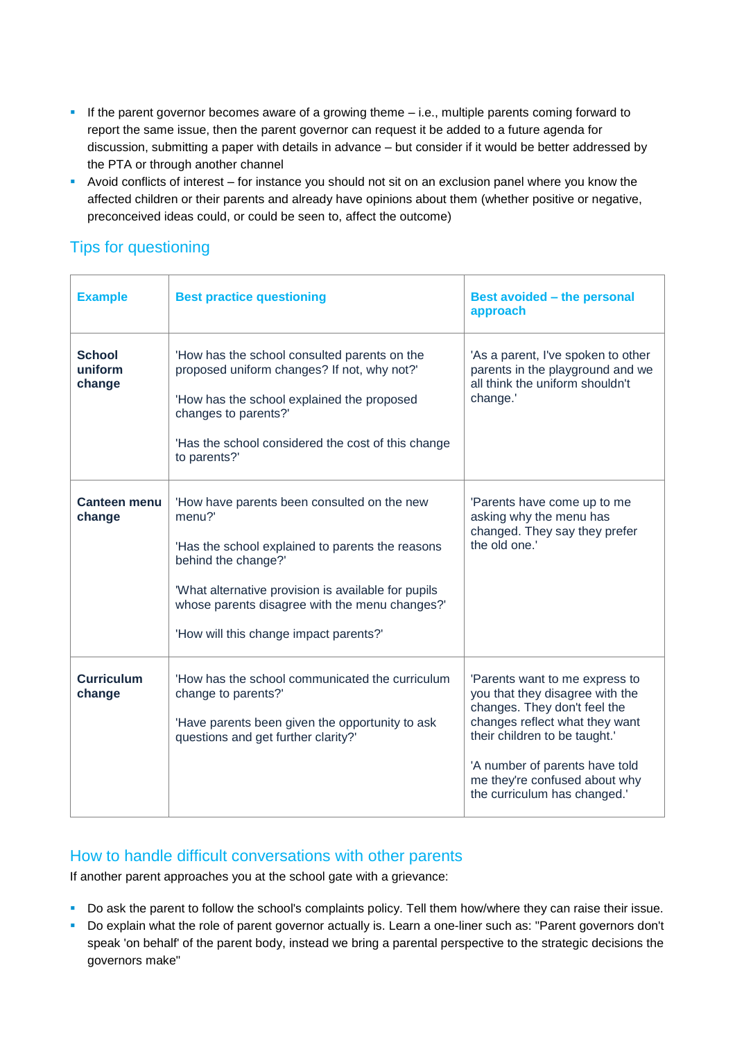- If the parent governor becomes aware of a growing theme – i.e., multiple parents coming forward to report the same issue, then the parent governor can request it be added to a future agenda for discussion, submitting a paper with details in advance – but consider if it would be better addressed by the PTA or through another channel
- Avoid conflicts of interest – for instance you should not sit on an exclusion panel where you know the affected children or their parents and already have opinions about them (whether positive or negative, preconceived ideas could, or could be seen to, affect the outcome)

## Tips for questioning

| Example | Best practice questioning | Best avoided – the personal approach |
|---|---|---|
| **School uniform change** | 'How has the school consulted parents on the proposed uniform changes? If not, why not?'<br><br>'How has the school explained the proposed changes to parents?'<br><br>'Has the school considered the cost of this change to parents?' | 'As a parent, I've spoken to other parents in the playground and we all think the uniform shouldn't change.' |
| **Canteen menu change** | 'How have parents been consulted on the new menu?'<br><br>'Has the school explained to parents the reasons behind the change?'<br><br>'What alternative provision is available for pupils whose parents disagree with the menu changes?'<br><br>'How will this change impact parents?' | 'Parents have come up to me asking why the menu has changed. They say they prefer the old one.' |
| **Curriculum change** | 'How has the school communicated the curriculum change to parents?'<br><br>'Have parents been given the opportunity to ask questions and get further clarity?' | 'Parents want to me express to you that they disagree with the changes. They don't feel the changes reflect what they want their children to be taught.'<br><br>'A number of parents have told me they're confused about why the curriculum has changed.' |

## How to handle difficult conversations with other parents

If another parent approaches you at the school gate with a grievance:

- Do ask the parent to follow the school's complaints policy. Tell them how/where they can raise their issue.
- Do explain what the role of parent governor actually is. Learn a one-liner such as: "Parent governors don't speak 'on behalf' of the parent body, instead we bring a parental perspective to the strategic decisions the governors make"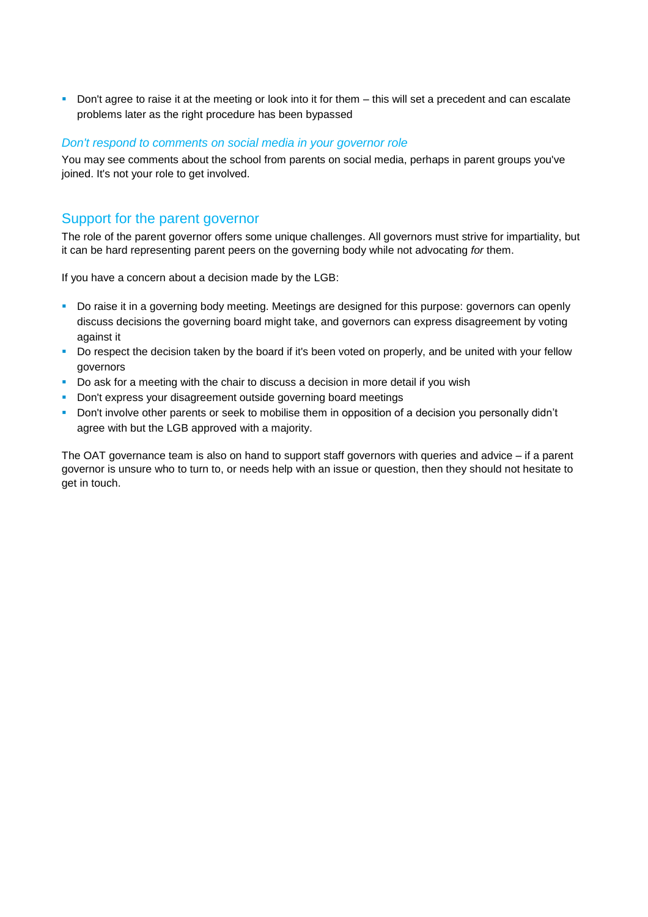- Don't agree to raise it at the meeting or look into it for them – this will set a precedent and can escalate problems later as the right procedure has been bypassed

### *Don't respond to comments on social media in your governor role*

You may see comments about the school from parents on social media, perhaps in parent groups you've joined. It's not your role to get involved.

## Support for the parent governor

The role of the parent governor offers some unique challenges. All governors must strive for impartiality, but it can be hard representing parent peers on the governing body while not advocating *for* them.

If you have a concern about a decision made by the LGB:

- Do raise it in a governing body meeting. Meetings are designed for this purpose: governors can openly discuss decisions the governing board might take, and governors can express disagreement by voting against it
- Do respect the decision taken by the board if it's been voted on properly, and be united with your fellow governors
- Do ask for a meeting with the chair to discuss a decision in more detail if you wish
- Don't express your disagreement outside governing board meetings
- Don't involve other parents or seek to mobilise them in opposition of a decision you personally didn't agree with but the LGB approved with a majority.

The OAT governance team is also on hand to support staff governors with queries and advice – if a parent governor is unsure who to turn to, or needs help with an issue or question, then they should not hesitate to get in touch.